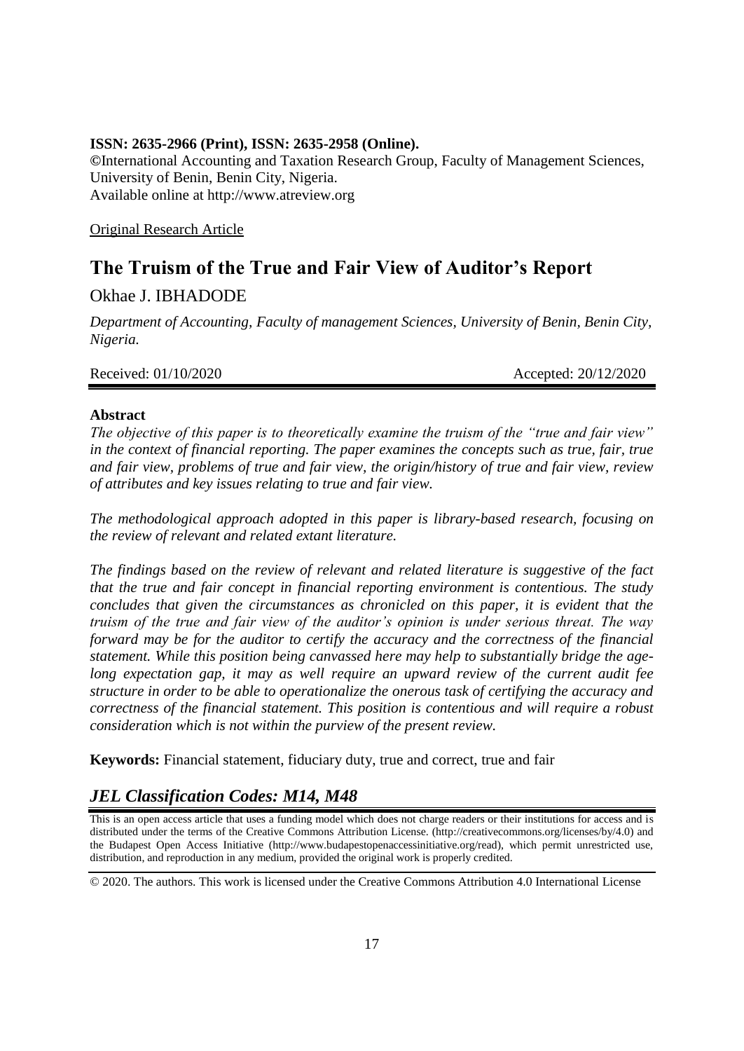**ISSN: 2635-2966 (Print), ISSN: 2635-2958 (Online).**
**©**International Accounting and Taxation Research Group, Faculty of Management Sciences, University of Benin, Benin City, Nigeria.
Available online at http://www.atreview.org

Original Research Article

# The Truism of the True and Fair View of Auditor's Report

Okhae J. IBHADODE

*Department of Accounting, Faculty of management Sciences, University of Benin, Benin City, Nigeria.*

Received: 01/10/2020 Accepted: 20/12/2020

## Abstract

*The objective of this paper is to theoretically examine the truism of the "true and fair view" in the context of financial reporting. The paper examines the concepts such as true, fair, true and fair view, problems of true and fair view, the origin/history of true and fair view, review of attributes and key issues relating to true and fair view.*

*The methodological approach adopted in this paper is library-based research, focusing on the review of relevant and related extant literature.*

*The findings based on the review of relevant and related literature is suggestive of the fact that the true and fair concept in financial reporting environment is contentious. The study concludes that given the circumstances as chronicled on this paper, it is evident that the truism of the true and fair view of the auditor's opinion is under serious threat. The way forward may be for the auditor to certify the accuracy and the correctness of the financial statement. While this position being canvassed here may help to substantially bridge the age-long expectation gap, it may as well require an upward review of the current audit fee structure in order to be able to operationalize the onerous task of certifying the accuracy and correctness of the financial statement. This position is contentious and will require a robust consideration which is not within the purview of the present review.*

**Keywords:** Financial statement, fiduciary duty, true and correct, true and fair

## *JEL Classification Codes: M14, M48*

This is an open access article that uses a funding model which does not charge readers or their institutions for access and is distributed under the terms of the Creative Commons Attribution License. (http://creativecommons.org/licenses/by/4.0) and the Budapest Open Access Initiative (http://www.budapestopenaccessinitiative.org/read), which permit unrestricted use, distribution, and reproduction in any medium, provided the original work is properly credited.

© 2020. The authors. This work is licensed under the Creative Commons Attribution 4.0 International License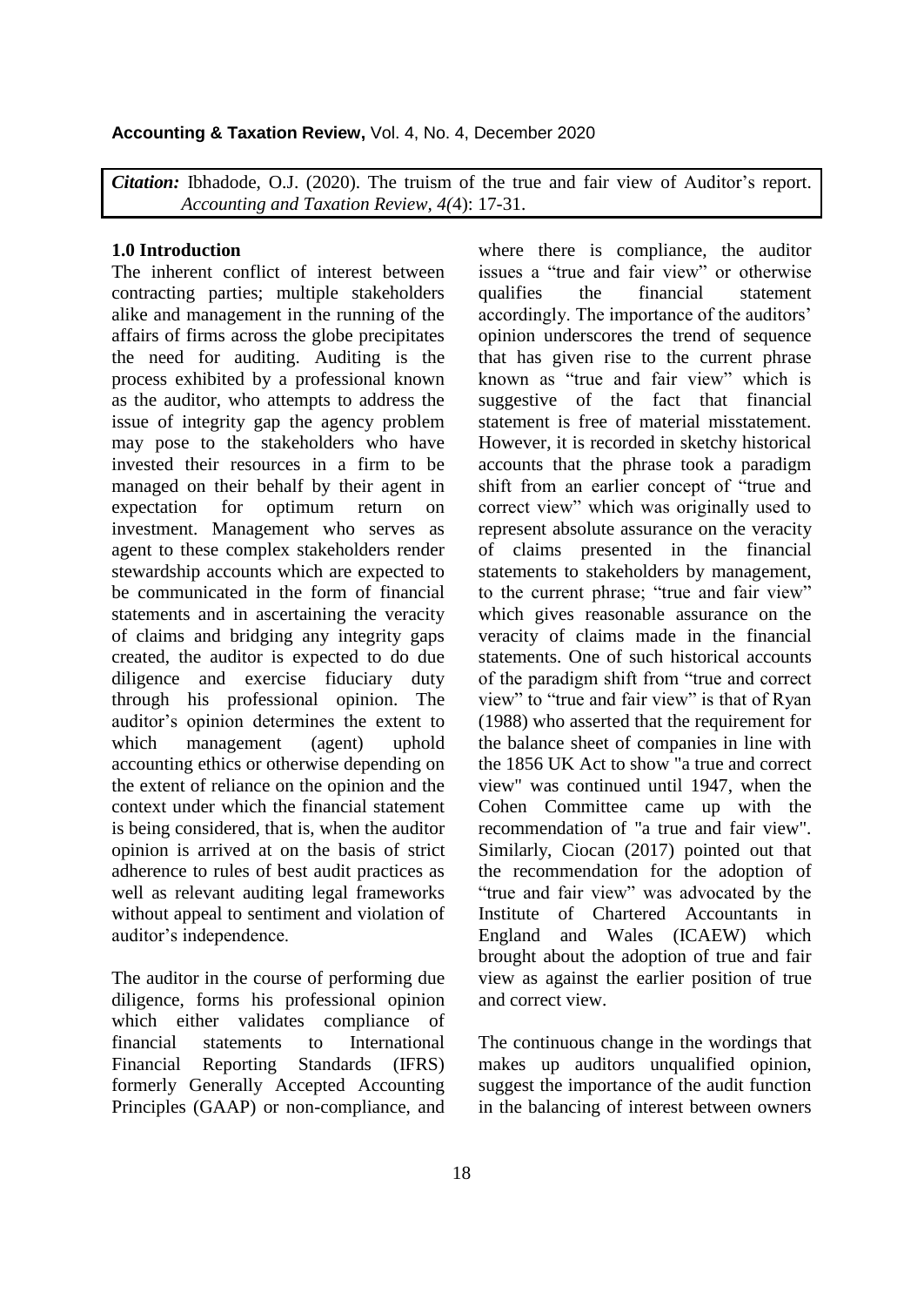*Citation:* Ibhadode, O.J. (2020). The truism of the true and fair view of Auditor's report. *Accounting and Taxation Review*, *4(*4): 17-31.

## 1.0 Introduction

The inherent conflict of interest between contracting parties; multiple stakeholders alike and management in the running of the affairs of firms across the globe precipitates the need for auditing. Auditing is the process exhibited by a professional known as the auditor, who attempts to address the issue of integrity gap the agency problem may pose to the stakeholders who have invested their resources in a firm to be managed on their behalf by their agent in expectation for optimum return on investment. Management who serves as agent to these complex stakeholders render stewardship accounts which are expected to be communicated in the form of financial statements and in ascertaining the veracity of claims and bridging any integrity gaps created, the auditor is expected to do due diligence and exercise fiduciary duty through his professional opinion. The auditor's opinion determines the extent to which management (agent) uphold accounting ethics or otherwise depending on the extent of reliance on the opinion and the context under which the financial statement is being considered, that is, when the auditor opinion is arrived at on the basis of strict adherence to rules of best audit practices as well as relevant auditing legal frameworks without appeal to sentiment and violation of auditor's independence.

The auditor in the course of performing due diligence, forms his professional opinion which either validates compliance of financial statements to International Financial Reporting Standards (IFRS) formerly Generally Accepted Accounting Principles (GAAP) or non-compliance, and where there is compliance, the auditor issues a "true and fair view" or otherwise qualifies the financial statement accordingly. The importance of the auditors' opinion underscores the trend of sequence that has given rise to the current phrase known as "true and fair view" which is suggestive of the fact that financial statement is free of material misstatement. However, it is recorded in sketchy historical accounts that the phrase took a paradigm shift from an earlier concept of "true and correct view" which was originally used to represent absolute assurance on the veracity of claims presented in the financial statements to stakeholders by management, to the current phrase; "true and fair view" which gives reasonable assurance on the veracity of claims made in the financial statements. One of such historical accounts of the paradigm shift from "true and correct view" to "true and fair view" is that of Ryan (1988) who asserted that the requirement for the balance sheet of companies in line with the 1856 UK Act to show "a true and correct view" was continued until 1947, when the Cohen Committee came up with the recommendation of "a true and fair view". Similarly, Ciocan (2017) pointed out that the recommendation for the adoption of "true and fair view" was advocated by the Institute of Chartered Accountants in England and Wales (ICAEW) which brought about the adoption of true and fair view as against the earlier position of true and correct view.

The continuous change in the wordings that makes up auditors unqualified opinion, suggest the importance of the audit function in the balancing of interest between owners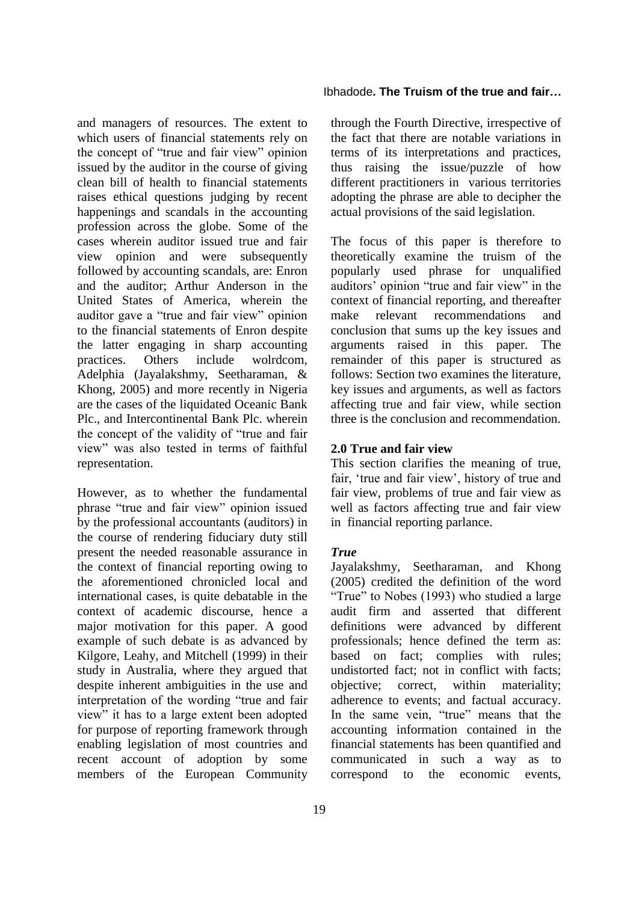and managers of resources. The extent to which users of financial statements rely on the concept of "true and fair view" opinion issued by the auditor in the course of giving clean bill of health to financial statements raises ethical questions judging by recent happenings and scandals in the accounting profession across the globe. Some of the cases wherein auditor issued true and fair view opinion and were subsequently followed by accounting scandals, are: Enron and the auditor; Arthur Anderson in the United States of America, wherein the auditor gave a "true and fair view" opinion to the financial statements of Enron despite the latter engaging in sharp accounting practices. Others include wolrdcom, Adelphia (Jayalakshmy, Seetharaman, & Khong, 2005) and more recently in Nigeria are the cases of the liquidated Oceanic Bank Plc., and Intercontinental Bank Plc. wherein the concept of the validity of "true and fair view" was also tested in terms of faithful representation.

However, as to whether the fundamental phrase "true and fair view" opinion issued by the professional accountants (auditors) in the course of rendering fiduciary duty still present the needed reasonable assurance in the context of financial reporting owing to the aforementioned chronicled local and international cases, is quite debatable in the context of academic discourse, hence a major motivation for this paper. A good example of such debate is as advanced by Kilgore, Leahy, and Mitchell (1999) in their study in Australia, where they argued that despite inherent ambiguities in the use and interpretation of the wording "true and fair view" it has to a large extent been adopted for purpose of reporting framework through enabling legislation of most countries and recent account of adoption by some members of the European Community through the Fourth Directive, irrespective of the fact that there are notable variations in terms of its interpretations and practices, thus raising the issue/puzzle of how different practitioners in various territories adopting the phrase are able to decipher the actual provisions of the said legislation.

The focus of this paper is therefore to theoretically examine the truism of the popularly used phrase for unqualified auditors' opinion "true and fair view" in the context of financial reporting, and thereafter make relevant recommendations and conclusion that sums up the key issues and arguments raised in this paper. The remainder of this paper is structured as follows: Section two examines the literature, key issues and arguments, as well as factors affecting true and fair view, while section three is the conclusion and recommendation.

## 2.0 True and fair view

This section clarifies the meaning of true, fair, 'true and fair view', history of true and fair view, problems of true and fair view as well as factors affecting true and fair view in financial reporting parlance.

### *True*

Jayalakshmy, Seetharaman, and Khong (2005) credited the definition of the word "True" to Nobes (1993) who studied a large audit firm and asserted that different definitions were advanced by different professionals; hence defined the term as: based on fact; complies with rules; undistorted fact; not in conflict with facts; objective; correct, within materiality; adherence to events; and factual accuracy. In the same vein, "true" means that the accounting information contained in the financial statements has been quantified and communicated in such a way as to correspond to the economic events,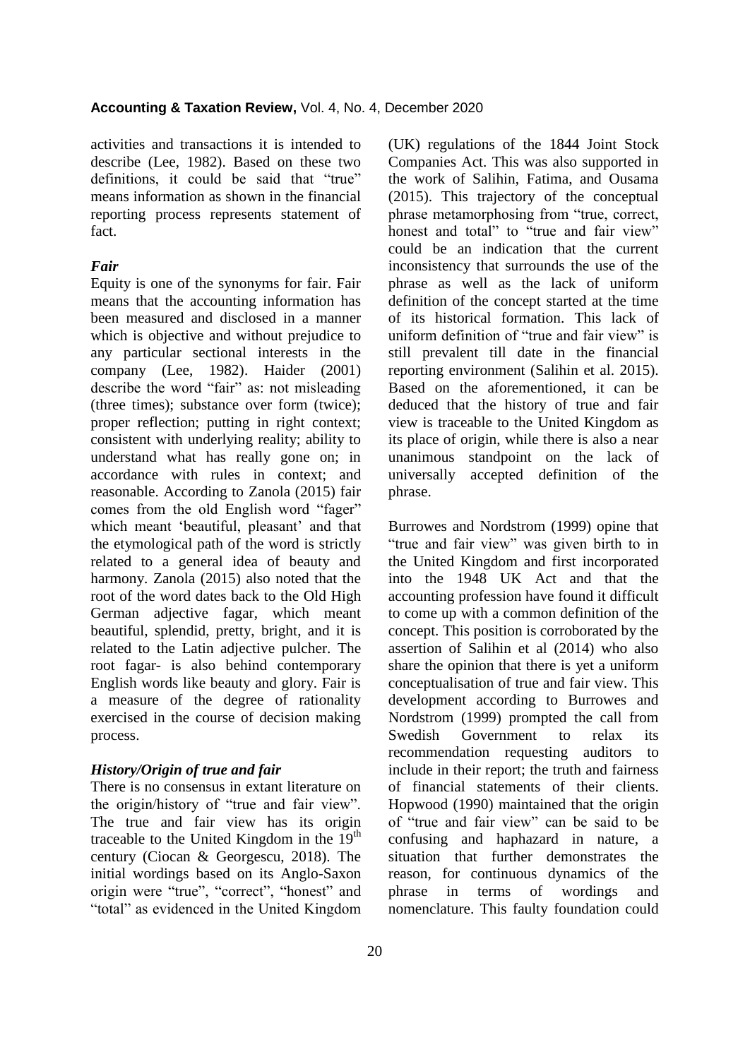activities and transactions it is intended to describe (Lee, 1982). Based on these two definitions, it could be said that "true" means information as shown in the financial reporting process represents statement of fact.

### *Fair*

Equity is one of the synonyms for fair. Fair means that the accounting information has been measured and disclosed in a manner which is objective and without prejudice to any particular sectional interests in the company (Lee, 1982). Haider (2001) describe the word "fair" as: not misleading (three times); substance over form (twice); proper reflection; putting in right context; consistent with underlying reality; ability to understand what has really gone on; in accordance with rules in context; and reasonable. According to Zanola (2015) fair comes from the old English word "fager" which meant 'beautiful, pleasant' and that the etymological path of the word is strictly related to a general idea of beauty and harmony. Zanola (2015) also noted that the root of the word dates back to the Old High German adjective fagar, which meant beautiful, splendid, pretty, bright, and it is related to the Latin adjective pulcher. The root fagar- is also behind contemporary English words like beauty and glory. Fair is a measure of the degree of rationality exercised in the course of decision making process.

### *History/Origin of true and fair*

There is no consensus in extant literature on the origin/history of "true and fair view". The true and fair view has its origin traceable to the United Kingdom in the 19th century (Ciocan & Georgescu, 2018). The initial wordings based on its Anglo-Saxon origin were "true", "correct", "honest" and "total" as evidenced in the United Kingdom (UK) regulations of the 1844 Joint Stock Companies Act. This was also supported in the work of Salihin, Fatima, and Ousama (2015). This trajectory of the conceptual phrase metamorphosing from "true, correct, honest and total" to "true and fair view" could be an indication that the current inconsistency that surrounds the use of the phrase as well as the lack of uniform definition of the concept started at the time of its historical formation. This lack of uniform definition of "true and fair view" is still prevalent till date in the financial reporting environment (Salihin et al. 2015). Based on the aforementioned, it can be deduced that the history of true and fair view is traceable to the United Kingdom as its place of origin, while there is also a near unanimous standpoint on the lack of universally accepted definition of the phrase.

Burrowes and Nordstrom (1999) opine that "true and fair view" was given birth to in the United Kingdom and first incorporated into the 1948 UK Act and that the accounting profession have found it difficult to come up with a common definition of the concept. This position is corroborated by the assertion of Salihin et al (2014) who also share the opinion that there is yet a uniform conceptualisation of true and fair view. This development according to Burrowes and Nordstrom (1999) prompted the call from Swedish Government to relax its recommendation requesting auditors to include in their report; the truth and fairness of financial statements of their clients. Hopwood (1990) maintained that the origin of "true and fair view" can be said to be confusing and haphazard in nature, a situation that further demonstrates the reason, for continuous dynamics of the phrase in terms of wordings and nomenclature. This faulty foundation could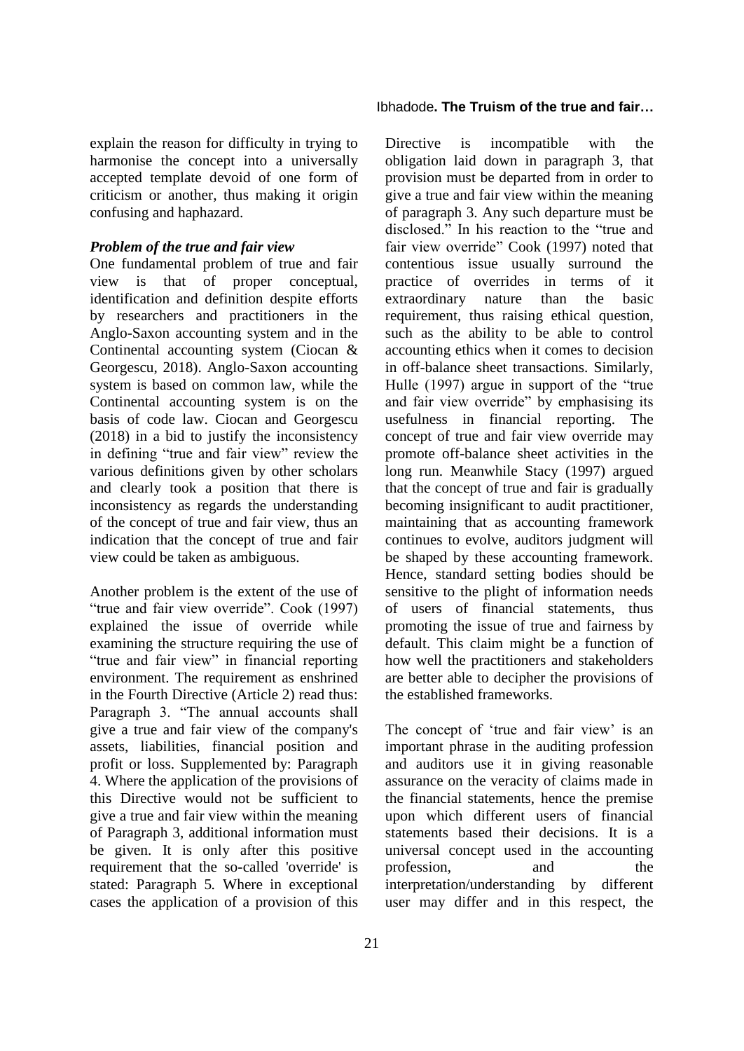explain the reason for difficulty in trying to harmonise the concept into a universally accepted template devoid of one form of criticism or another, thus making it origin confusing and haphazard.

### *Problem of the true and fair view*

One fundamental problem of true and fair view is that of proper conceptual, identification and definition despite efforts by researchers and practitioners in the Anglo-Saxon accounting system and in the Continental accounting system (Ciocan & Georgescu, 2018). Anglo-Saxon accounting system is based on common law, while the Continental accounting system is on the basis of code law. Ciocan and Georgescu (2018) in a bid to justify the inconsistency in defining "true and fair view" review the various definitions given by other scholars and clearly took a position that there is inconsistency as regards the understanding of the concept of true and fair view, thus an indication that the concept of true and fair view could be taken as ambiguous.

Another problem is the extent of the use of "true and fair view override". Cook (1997) explained the issue of override while examining the structure requiring the use of "true and fair view" in financial reporting environment. The requirement as enshrined in the Fourth Directive (Article 2) read thus: Paragraph 3. "The annual accounts shall give a true and fair view of the company's assets, liabilities, financial position and profit or loss. Supplemented by: Paragraph 4. Where the application of the provisions of this Directive would not be sufficient to give a true and fair view within the meaning of Paragraph 3, additional information must be given. It is only after this positive requirement that the so-called 'override' is stated: Paragraph 5. Where in exceptional cases the application of a provision of this Directive is incompatible with the obligation laid down in paragraph 3, that provision must be departed from in order to give a true and fair view within the meaning of paragraph 3. Any such departure must be disclosed." In his reaction to the "true and fair view override" Cook (1997) noted that contentious issue usually surround the practice of overrides in terms of it extraordinary nature than the basic requirement, thus raising ethical question, such as the ability to be able to control accounting ethics when it comes to decision in off-balance sheet transactions. Similarly, Hulle (1997) argue in support of the "true and fair view override" by emphasising its usefulness in financial reporting. The concept of true and fair view override may promote off-balance sheet activities in the long run. Meanwhile Stacy (1997) argued that the concept of true and fair is gradually becoming insignificant to audit practitioner, maintaining that as accounting framework continues to evolve, auditors judgment will be shaped by these accounting framework. Hence, standard setting bodies should be sensitive to the plight of information needs of users of financial statements, thus promoting the issue of true and fairness by default. This claim might be a function of how well the practitioners and stakeholders are better able to decipher the provisions of the established frameworks.

The concept of 'true and fair view' is an important phrase in the auditing profession and auditors use it in giving reasonable assurance on the veracity of claims made in the financial statements, hence the premise upon which different users of financial statements based their decisions. It is a universal concept used in the accounting profession, and the interpretation/understanding by different user may differ and in this respect, the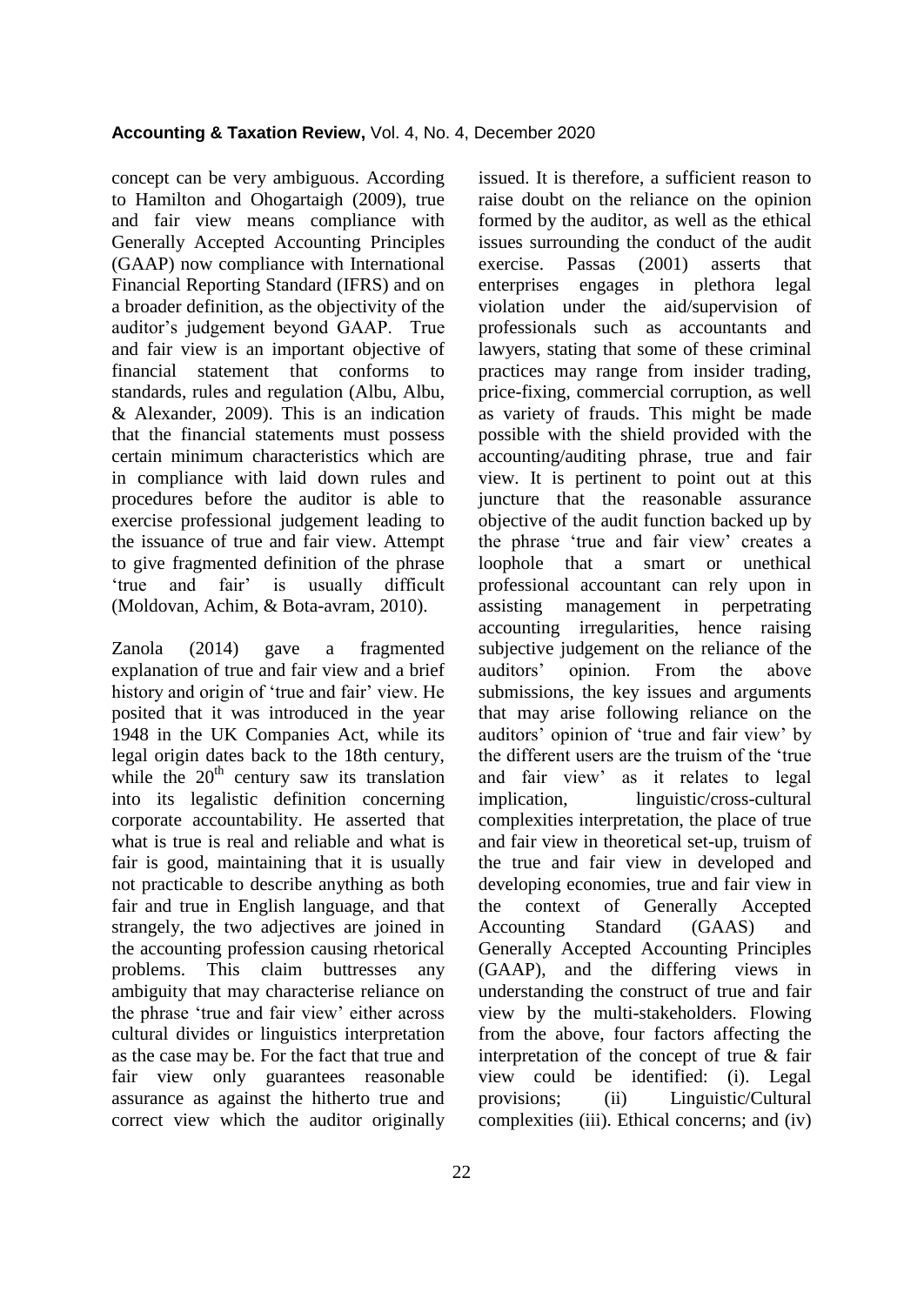concept can be very ambiguous. According to Hamilton and Ohogartaigh (2009), true and fair view means compliance with Generally Accepted Accounting Principles (GAAP) now compliance with International Financial Reporting Standard (IFRS) and on a broader definition, as the objectivity of the auditor's judgement beyond GAAP. True and fair view is an important objective of financial statement that conforms to standards, rules and regulation (Albu, Albu, & Alexander, 2009). This is an indication that the financial statements must possess certain minimum characteristics which are in compliance with laid down rules and procedures before the auditor is able to exercise professional judgement leading to the issuance of true and fair view. Attempt to give fragmented definition of the phrase 'true and fair' is usually difficult (Moldovan, Achim, & Bota-avram, 2010).

Zanola (2014) gave a fragmented explanation of true and fair view and a brief history and origin of 'true and fair' view. He posited that it was introduced in the year 1948 in the UK Companies Act, while its legal origin dates back to the 18th century, while the 20th century saw its translation into its legalistic definition concerning corporate accountability. He asserted that what is true is real and reliable and what is fair is good, maintaining that it is usually not practicable to describe anything as both fair and true in English language, and that strangely, the two adjectives are joined in the accounting profession causing rhetorical problems. This claim buttresses any ambiguity that may characterise reliance on the phrase 'true and fair view' either across cultural divides or linguistics interpretation as the case may be. For the fact that true and fair view only guarantees reasonable assurance as against the hitherto true and correct view which the auditor originally issued. It is therefore, a sufficient reason to raise doubt on the reliance on the opinion formed by the auditor, as well as the ethical issues surrounding the conduct of the audit exercise. Passas (2001) asserts that enterprises engages in plethora legal violation under the aid/supervision of professionals such as accountants and lawyers, stating that some of these criminal practices may range from insider trading, price-fixing, commercial corruption, as well as variety of frauds. This might be made possible with the shield provided with the accounting/auditing phrase, true and fair view. It is pertinent to point out at this juncture that the reasonable assurance objective of the audit function backed up by the phrase 'true and fair view' creates a loophole that a smart or unethical professional accountant can rely upon in assisting management in perpetrating accounting irregularities, hence raising subjective judgement on the reliance of the auditors' opinion. From the above submissions, the key issues and arguments that may arise following reliance on the auditors' opinion of 'true and fair view' by the different users are the truism of the 'true and fair view' as it relates to legal implication, linguistic/cross-cultural complexities interpretation, the place of true and fair view in theoretical set-up, truism of the true and fair view in developed and developing economies, true and fair view in the context of Generally Accepted Accounting Standard (GAAS) and Generally Accepted Accounting Principles (GAAP), and the differing views in understanding the construct of true and fair view by the multi-stakeholders. Flowing from the above, four factors affecting the interpretation of the concept of true & fair view could be identified: (i). Legal provisions; (ii) Linguistic/Cultural complexities (iii). Ethical concerns; and (iv)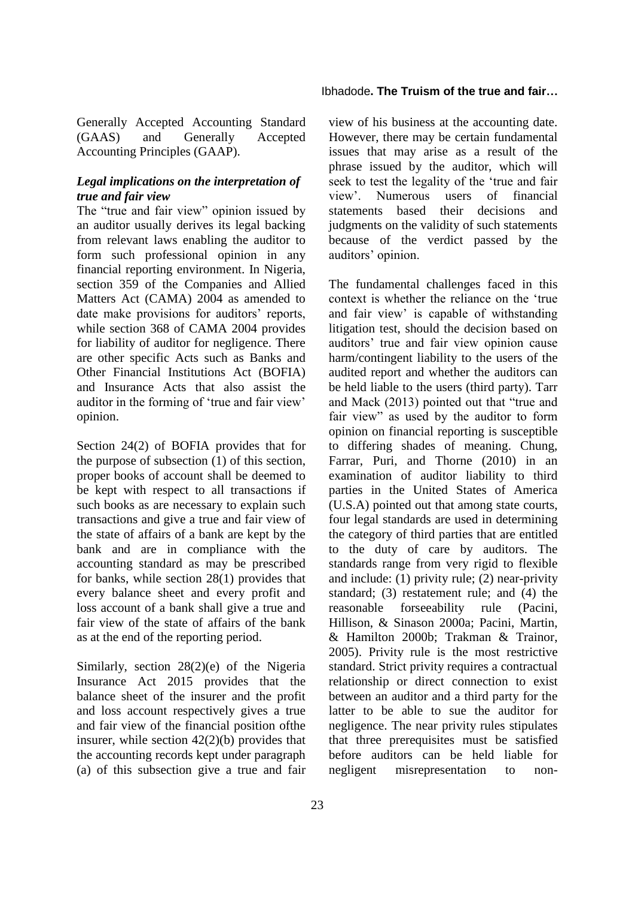Generally Accepted Accounting Standard (GAAS) and Generally Accepted Accounting Principles (GAAP).

### *Legal implications on the interpretation of true and fair view*

The "true and fair view" opinion issued by an auditor usually derives its legal backing from relevant laws enabling the auditor to form such professional opinion in any financial reporting environment. In Nigeria, section 359 of the Companies and Allied Matters Act (CAMA) 2004 as amended to date make provisions for auditors' reports, while section 368 of CAMA 2004 provides for liability of auditor for negligence. There are other specific Acts such as Banks and Other Financial Institutions Act (BOFIA) and Insurance Acts that also assist the auditor in the forming of 'true and fair view' opinion.

Section 24(2) of BOFIA provides that for the purpose of subsection (1) of this section, proper books of account shall be deemed to be kept with respect to all transactions if such books as are necessary to explain such transactions and give a true and fair view of the state of affairs of a bank are kept by the bank and are in compliance with the accounting standard as may be prescribed for banks, while section 28(1) provides that every balance sheet and every profit and loss account of a bank shall give a true and fair view of the state of affairs of the bank as at the end of the reporting period.

Similarly, section 28(2)(e) of the Nigeria Insurance Act 2015 provides that the balance sheet of the insurer and the profit and loss account respectively gives a true and fair view of the financial position ofthe insurer, while section 42(2)(b) provides that the accounting records kept under paragraph (a) of this subsection give a true and fair view of his business at the accounting date. However, there may be certain fundamental issues that may arise as a result of the phrase issued by the auditor, which will seek to test the legality of the 'true and fair view'. Numerous users of financial statements based their decisions and judgments on the validity of such statements because of the verdict passed by the auditors' opinion.

The fundamental challenges faced in this context is whether the reliance on the 'true and fair view' is capable of withstanding litigation test, should the decision based on auditors' true and fair view opinion cause harm/contingent liability to the users of the audited report and whether the auditors can be held liable to the users (third party). Tarr and Mack (2013) pointed out that "true and fair view" as used by the auditor to form opinion on financial reporting is susceptible to differing shades of meaning. Chung, Farrar, Puri, and Thorne (2010) in an examination of auditor liability to third parties in the United States of America (U.S.A) pointed out that among state courts, four legal standards are used in determining the category of third parties that are entitled to the duty of care by auditors. The standards range from very rigid to flexible and include: (1) privity rule; (2) near-privity standard; (3) restatement rule; and (4) the reasonable forseeability rule (Pacini, Hillison, & Sinason 2000a; Pacini, Martin, & Hamilton 2000b; Trakman & Trainor, 2005). Privity rule is the most restrictive standard. Strict privity requires a contractual relationship or direct connection to exist between an auditor and a third party for the latter to be able to sue the auditor for negligence. The near privity rules stipulates that three prerequisites must be satisfied before auditors can be held liable for negligent misrepresentation to non-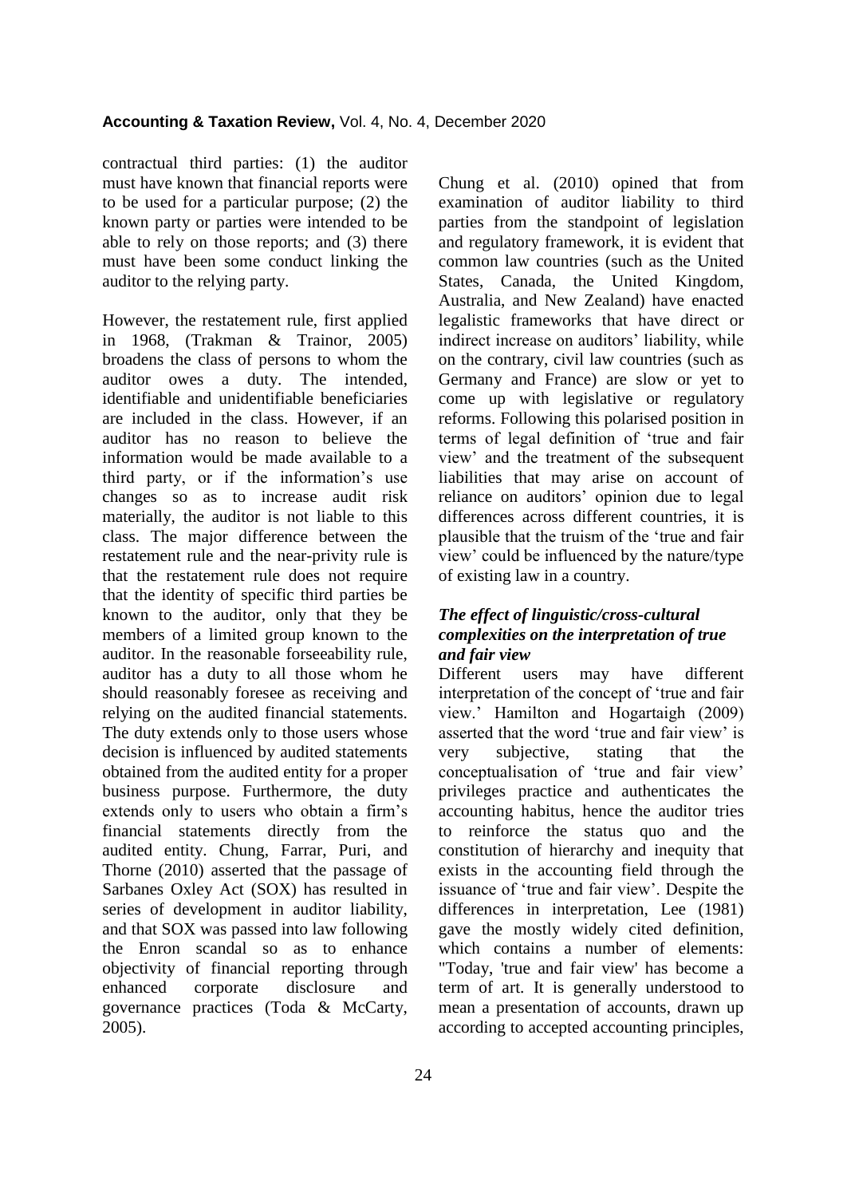contractual third parties: (1) the auditor must have known that financial reports were to be used for a particular purpose; (2) the known party or parties were intended to be able to rely on those reports; and (3) there must have been some conduct linking the auditor to the relying party.

However, the restatement rule, first applied in 1968, (Trakman & Trainor, 2005) broadens the class of persons to whom the auditor owes a duty. The intended, identifiable and unidentifiable beneficiaries are included in the class. However, if an auditor has no reason to believe the information would be made available to a third party, or if the information's use changes so as to increase audit risk materially, the auditor is not liable to this class. The major difference between the restatement rule and the near-privity rule is that the restatement rule does not require that the identity of specific third parties be known to the auditor, only that they be members of a limited group known to the auditor. In the reasonable forseeability rule, auditor has a duty to all those whom he should reasonably foresee as receiving and relying on the audited financial statements. The duty extends only to those users whose decision is influenced by audited statements obtained from the audited entity for a proper business purpose. Furthermore, the duty extends only to users who obtain a firm's financial statements directly from the audited entity. Chung, Farrar, Puri, and Thorne (2010) asserted that the passage of Sarbanes Oxley Act (SOX) has resulted in series of development in auditor liability, and that SOX was passed into law following the Enron scandal so as to enhance objectivity of financial reporting through enhanced corporate disclosure and governance practices (Toda & McCarty, 2005).

Chung et al. (2010) opined that from examination of auditor liability to third parties from the standpoint of legislation and regulatory framework, it is evident that common law countries (such as the United States, Canada, the United Kingdom, Australia, and New Zealand) have enacted legalistic frameworks that have direct or indirect increase on auditors' liability, while on the contrary, civil law countries (such as Germany and France) are slow or yet to come up with legislative or regulatory reforms. Following this polarised position in terms of legal definition of 'true and fair view' and the treatment of the subsequent liabilities that may arise on account of reliance on auditors' opinion due to legal differences across different countries, it is plausible that the truism of the 'true and fair view' could be influenced by the nature/type of existing law in a country.

### *The effect of linguistic/cross-cultural complexities on the interpretation of true and fair view*

Different users may have different interpretation of the concept of 'true and fair view.' Hamilton and Hogartaigh (2009) asserted that the word 'true and fair view' is very subjective, stating that the conceptualisation of 'true and fair view' privileges practice and authenticates the accounting habitus, hence the auditor tries to reinforce the status quo and the constitution of hierarchy and inequity that exists in the accounting field through the issuance of 'true and fair view'. Despite the differences in interpretation, Lee (1981) gave the mostly widely cited definition, which contains a number of elements: "Today, 'true and fair view' has become a term of art. It is generally understood to mean a presentation of accounts, drawn up according to accepted accounting principles,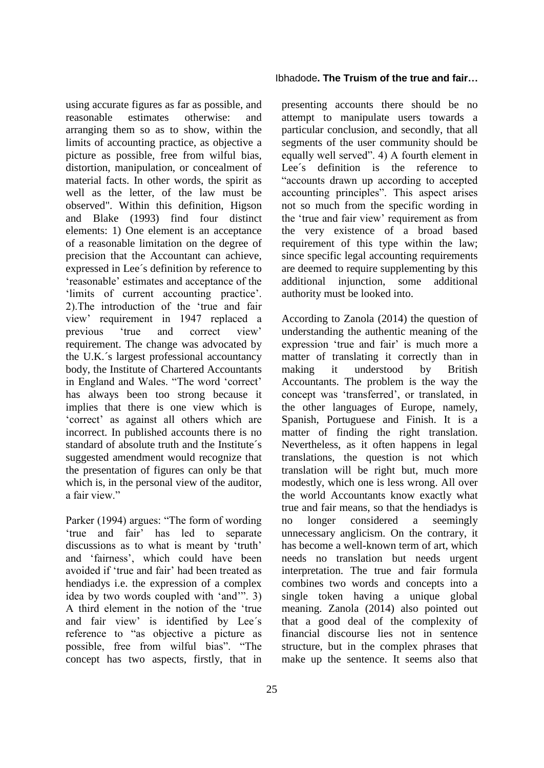using accurate figures as far as possible, and reasonable estimates otherwise: and arranging them so as to show, within the limits of accounting practice, as objective a picture as possible, free from wilful bias, distortion, manipulation, or concealment of material facts. In other words, the spirit as well as the letter, of the law must be observed". Within this definition, Higson and Blake (1993) find four distinct elements: 1) One element is an acceptance of a reasonable limitation on the degree of precision that the Accountant can achieve, expressed in Lee´s definition by reference to 'reasonable' estimates and acceptance of the 'limits of current accounting practice'. 2).The introduction of the 'true and fair view' requirement in 1947 replaced a previous 'true and correct view' requirement. The change was advocated by the U.K.´s largest professional accountancy body, the Institute of Chartered Accountants in England and Wales. "The word 'correct' has always been too strong because it implies that there is one view which is 'correct' as against all others which are incorrect. In published accounts there is no standard of absolute truth and the Institute´s suggested amendment would recognize that the presentation of figures can only be that which is, in the personal view of the auditor, a fair view."

Parker (1994) argues: "The form of wording 'true and fair' has led to separate discussions as to what is meant by 'truth' and 'fairness', which could have been avoided if 'true and fair' had been treated as hendiadys i.e. the expression of a complex idea by two words coupled with 'and'". 3) A third element in the notion of the 'true and fair view' is identified by Lee´s reference to "as objective a picture as possible, free from wilful bias". "The concept has two aspects, firstly, that in presenting accounts there should be no attempt to manipulate users towards a particular conclusion, and secondly, that all segments of the user community should be equally well served". 4) A fourth element in Lee´s definition is the reference to "accounts drawn up according to accepted accounting principles". This aspect arises not so much from the specific wording in the 'true and fair view' requirement as from the very existence of a broad based requirement of this type within the law; since specific legal accounting requirements are deemed to require supplementing by this additional injunction, some additional authority must be looked into.

According to Zanola (2014) the question of understanding the authentic meaning of the expression 'true and fair' is much more a matter of translating it correctly than in making it understood by British Accountants. The problem is the way the concept was 'transferred', or translated, in the other languages of Europe, namely, Spanish, Portuguese and Finish. It is a matter of finding the right translation. Nevertheless, as it often happens in legal translations, the question is not which translation will be right but, much more modestly, which one is less wrong. All over the world Accountants know exactly what true and fair means, so that the hendiadys is no longer considered a seemingly unnecessary anglicism. On the contrary, it has become a well-known term of art, which needs no translation but needs urgent interpretation. The true and fair formula combines two words and concepts into a single token having a unique global meaning. Zanola (2014) also pointed out that a good deal of the complexity of financial discourse lies not in sentence structure, but in the complex phrases that make up the sentence. It seems also that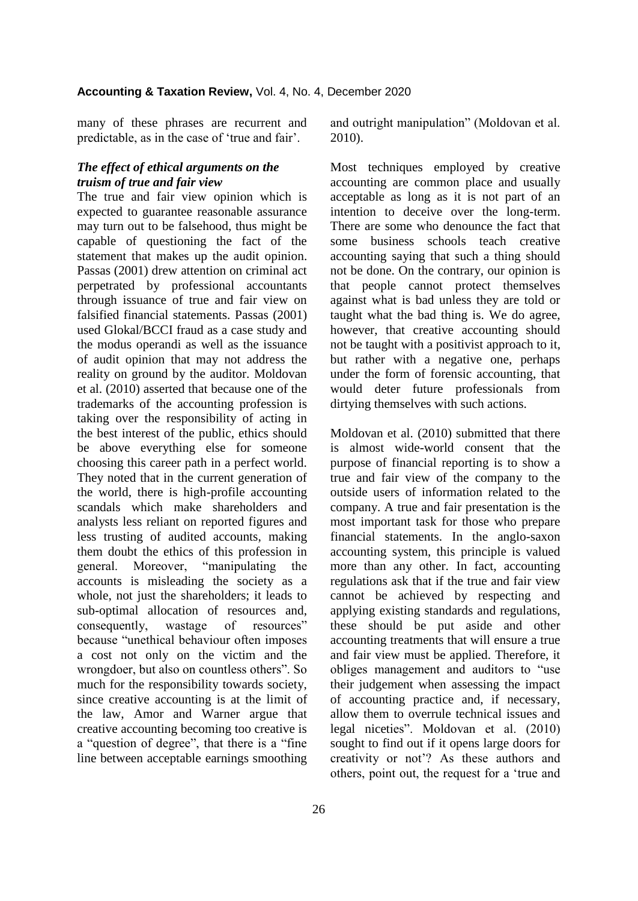many of these phrases are recurrent and predictable, as in the case of 'true and fair'.

### *The effect of ethical arguments on the truism of true and fair view*

The true and fair view opinion which is expected to guarantee reasonable assurance may turn out to be falsehood, thus might be capable of questioning the fact of the statement that makes up the audit opinion. Passas (2001) drew attention on criminal act perpetrated by professional accountants through issuance of true and fair view on falsified financial statements. Passas (2001) used Glokal/BCCI fraud as a case study and the modus operandi as well as the issuance of audit opinion that may not address the reality on ground by the auditor. Moldovan et al. (2010) asserted that because one of the trademarks of the accounting profession is taking over the responsibility of acting in the best interest of the public, ethics should be above everything else for someone choosing this career path in a perfect world. They noted that in the current generation of the world, there is high-profile accounting scandals which make shareholders and analysts less reliant on reported figures and less trusting of audited accounts, making them doubt the ethics of this profession in general. Moreover, "manipulating the accounts is misleading the society as a whole, not just the shareholders; it leads to sub-optimal allocation of resources and, consequently, wastage of resources" because "unethical behaviour often imposes a cost not only on the victim and the wrongdoer, but also on countless others". So much for the responsibility towards society, since creative accounting is at the limit of the law, Amor and Warner argue that creative accounting becoming too creative is a "question of degree", that there is a "fine line between acceptable earnings smoothing and outright manipulation" (Moldovan et al. 2010).

Most techniques employed by creative accounting are common place and usually acceptable as long as it is not part of an intention to deceive over the long-term. There are some who denounce the fact that some business schools teach creative accounting saying that such a thing should not be done. On the contrary, our opinion is that people cannot protect themselves against what is bad unless they are told or taught what the bad thing is. We do agree, however, that creative accounting should not be taught with a positivist approach to it, but rather with a negative one, perhaps under the form of forensic accounting, that would deter future professionals from dirtying themselves with such actions.

Moldovan et al. (2010) submitted that there is almost wide-world consent that the purpose of financial reporting is to show a true and fair view of the company to the outside users of information related to the company. A true and fair presentation is the most important task for those who prepare financial statements. In the anglo-saxon accounting system, this principle is valued more than any other. In fact, accounting regulations ask that if the true and fair view cannot be achieved by respecting and applying existing standards and regulations, these should be put aside and other accounting treatments that will ensure a true and fair view must be applied. Therefore, it obliges management and auditors to "use their judgement when assessing the impact of accounting practice and, if necessary, allow them to overrule technical issues and legal niceties". Moldovan et al. (2010) sought to find out if it opens large doors for creativity or not'? As these authors and others, point out, the request for a 'true and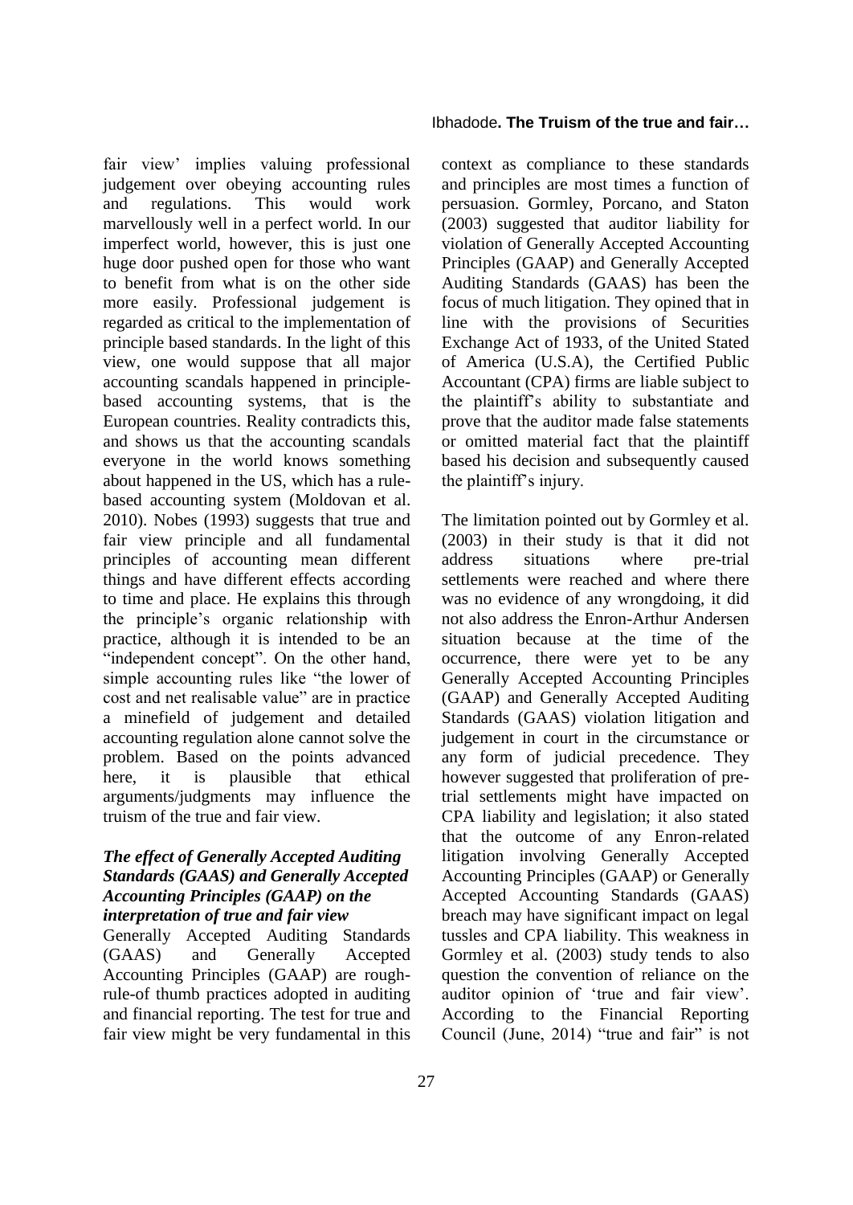fair view' implies valuing professional judgement over obeying accounting rules and regulations. This would work marvellously well in a perfect world. In our imperfect world, however, this is just one huge door pushed open for those who want to benefit from what is on the other side more easily. Professional judgement is regarded as critical to the implementation of principle based standards. In the light of this view, one would suppose that all major accounting scandals happened in principle-based accounting systems, that is the European countries. Reality contradicts this, and shows us that the accounting scandals everyone in the world knows something about happened in the US, which has a rule-based accounting system (Moldovan et al. 2010). Nobes (1993) suggests that true and fair view principle and all fundamental principles of accounting mean different things and have different effects according to time and place. He explains this through the principle's organic relationship with practice, although it is intended to be an "independent concept". On the other hand, simple accounting rules like "the lower of cost and net realisable value" are in practice a minefield of judgement and detailed accounting regulation alone cannot solve the problem. Based on the points advanced here, it is plausible that ethical arguments/judgments may influence the truism of the true and fair view.

### *The effect of Generally Accepted Auditing Standards (GAAS) and Generally Accepted Accounting Principles (GAAP) on the interpretation of true and fair view*

Generally Accepted Auditing Standards (GAAS) and Generally Accepted Accounting Principles (GAAP) are rough-rule-of thumb practices adopted in auditing and financial reporting. The test for true and fair view might be very fundamental in this context as compliance to these standards and principles are most times a function of persuasion. Gormley, Porcano, and Staton (2003) suggested that auditor liability for violation of Generally Accepted Accounting Principles (GAAP) and Generally Accepted Auditing Standards (GAAS) has been the focus of much litigation. They opined that in line with the provisions of Securities Exchange Act of 1933, of the United Stated of America (U.S.A), the Certified Public Accountant (CPA) firms are liable subject to the plaintiff's ability to substantiate and prove that the auditor made false statements or omitted material fact that the plaintiff based his decision and subsequently caused the plaintiff's injury.

The limitation pointed out by Gormley et al. (2003) in their study is that it did not address situations where pre-trial settlements were reached and where there was no evidence of any wrongdoing, it did not also address the Enron-Arthur Andersen situation because at the time of the occurrence, there were yet to be any Generally Accepted Accounting Principles (GAAP) and Generally Accepted Auditing Standards (GAAS) violation litigation and judgement in court in the circumstance or any form of judicial precedence. They however suggested that proliferation of pre-trial settlements might have impacted on CPA liability and legislation; it also stated that the outcome of any Enron-related litigation involving Generally Accepted Accounting Principles (GAAP) or Generally Accepted Accounting Standards (GAAS) breach may have significant impact on legal tussles and CPA liability. This weakness in Gormley et al. (2003) study tends to also question the convention of reliance on the auditor opinion of 'true and fair view'. According to the Financial Reporting Council (June, 2014) "true and fair" is not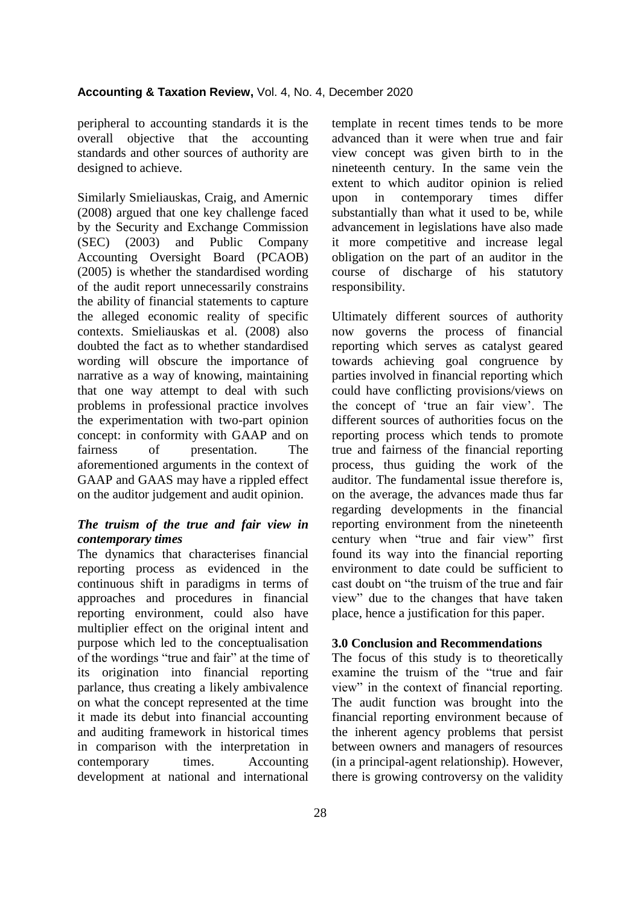peripheral to accounting standards it is the overall objective that the accounting standards and other sources of authority are designed to achieve.

Similarly Smieliauskas, Craig, and Amernic (2008) argued that one key challenge faced by the Security and Exchange Commission (SEC) (2003) and Public Company Accounting Oversight Board (PCAOB) (2005) is whether the standardised wording of the audit report unnecessarily constrains the ability of financial statements to capture the alleged economic reality of specific contexts. Smieliauskas et al. (2008) also doubted the fact as to whether standardised wording will obscure the importance of narrative as a way of knowing, maintaining that one way attempt to deal with such problems in professional practice involves the experimentation with two-part opinion concept: in conformity with GAAP and on fairness of presentation. The aforementioned arguments in the context of GAAP and GAAS may have a rippled effect on the auditor judgement and audit opinion.

### *The truism of the true and fair view in contemporary times*

The dynamics that characterises financial reporting process as evidenced in the continuous shift in paradigms in terms of approaches and procedures in financial reporting environment, could also have multiplier effect on the original intent and purpose which led to the conceptualisation of the wordings "true and fair" at the time of its origination into financial reporting parlance, thus creating a likely ambivalence on what the concept represented at the time it made its debut into financial accounting and auditing framework in historical times in comparison with the interpretation in contemporary times. Accounting development at national and international template in recent times tends to be more advanced than it were when true and fair view concept was given birth to in the nineteenth century. In the same vein the extent to which auditor opinion is relied upon in contemporary times differ substantially than what it used to be, while advancement in legislations have also made it more competitive and increase legal obligation on the part of an auditor in the course of discharge of his statutory responsibility.

Ultimately different sources of authority now governs the process of financial reporting which serves as catalyst geared towards achieving goal congruence by parties involved in financial reporting which could have conflicting provisions/views on the concept of 'true an fair view'. The different sources of authorities focus on the reporting process which tends to promote true and fairness of the financial reporting process, thus guiding the work of the auditor. The fundamental issue therefore is, on the average, the advances made thus far regarding developments in the financial reporting environment from the nineteenth century when "true and fair view" first found its way into the financial reporting environment to date could be sufficient to cast doubt on "the truism of the true and fair view" due to the changes that have taken place, hence a justification for this paper.

## 3.0 Conclusion and Recommendations

The focus of this study is to theoretically examine the truism of the "true and fair view" in the context of financial reporting. The audit function was brought into the financial reporting environment because of the inherent agency problems that persist between owners and managers of resources (in a principal-agent relationship). However, there is growing controversy on the validity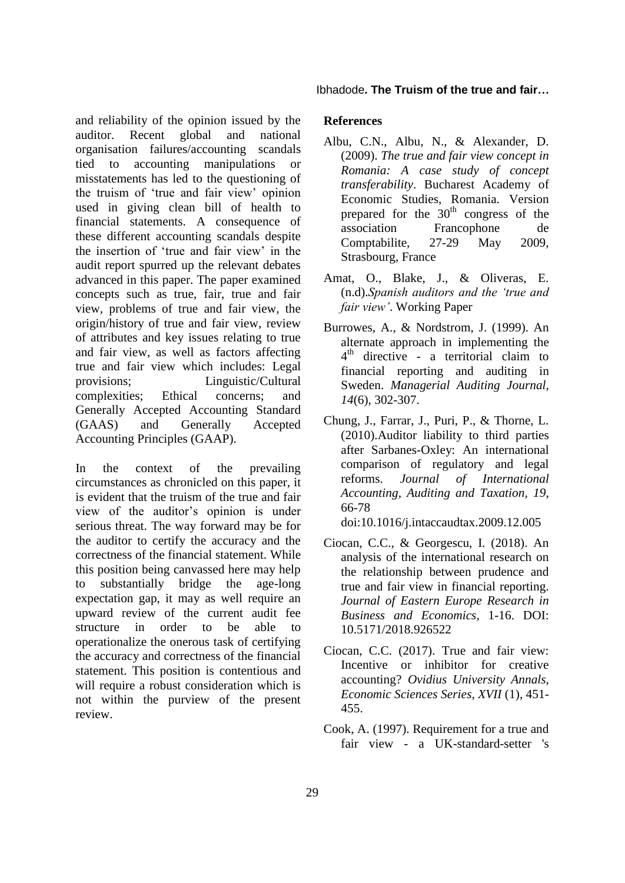and reliability of the opinion issued by the auditor. Recent global and national organisation failures/accounting scandals tied to accounting manipulations or misstatements has led to the questioning of the truism of 'true and fair view' opinion used in giving clean bill of health to financial statements. A consequence of these different accounting scandals despite the insertion of 'true and fair view' in the audit report spurred up the relevant debates advanced in this paper. The paper examined concepts such as true, fair, true and fair view, problems of true and fair view, the origin/history of true and fair view, review of attributes and key issues relating to true and fair view, as well as factors affecting true and fair view which includes: Legal provisions; Linguistic/Cultural complexities; Ethical concerns; and Generally Accepted Accounting Standard (GAAS) and Generally Accepted Accounting Principles (GAAP).

In the context of the prevailing circumstances as chronicled on this paper, it is evident that the truism of the true and fair view of the auditor's opinion is under serious threat. The way forward may be for the auditor to certify the accuracy and the correctness of the financial statement. While this position being canvassed here may help to substantially bridge the age-long expectation gap, it may as well require an upward review of the current audit fee structure in order to be able to operationalize the onerous task of certifying the accuracy and correctness of the financial statement. This position is contentious and will require a robust consideration which is not within the purview of the present review.

## References

Albu, C.N., Albu, N., & Alexander, D. (2009). *The true and fair view concept in Romania: A case study of concept transferability*. Bucharest Academy of Economic Studies, Romania. Version prepared for the 30th congress of the association Francophone de Comptabilite, 27-29 May 2009, Strasbourg, France

Amat, O., Blake, J., & Oliveras, E. (n.d).*Spanish auditors and the 'true and fair view'*. Working Paper

Burrowes, A., & Nordstrom, J. (1999). An alternate approach in implementing the 4th directive - a territorial claim to financial reporting and auditing in Sweden. *Managerial Auditing Journal, 14*(6), 302-307.

Chung, J., Farrar, J., Puri, P., & Thorne, L. (2010).Auditor liability to third parties after Sarbanes-Oxley: An international comparison of regulatory and legal reforms. *Journal of International Accounting, Auditing and Taxation, 19*, 66-78 doi:10.1016/j.intaccaudtax.2009.12.005

Ciocan, C.C., & Georgescu, I. (2018). An analysis of the international research on the relationship between prudence and true and fair view in financial reporting. *Journal of Eastern Europe Research in Business and Economics*, 1-16. DOI: 10.5171/2018.926522

Ciocan, C.C. (2017). True and fair view: Incentive or inhibitor for creative accounting? *Ovidius University Annals, Economic Sciences Series, XVII* (1), 451-455.

Cook, A. (1997). Requirement for a true and fair view - a UK-standard-setter 's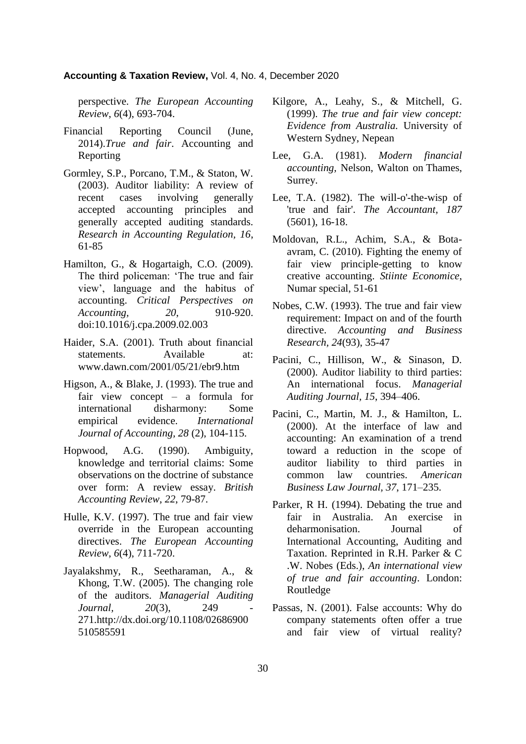perspective. *The European Accounting Review*, *6*(4), 693-704.

Financial Reporting Council (June, 2014).*True and fair*. Accounting and Reporting

Gormley, S.P., Porcano, T.M., & Staton, W. (2003). Auditor liability: A review of recent cases involving generally accepted accounting principles and generally accepted auditing standards. *Research in Accounting Regulation, 16*, 61-85

Hamilton, G., & Hogartaigh, C.O. (2009). The third policeman: 'The true and fair view', language and the habitus of accounting. *Critical Perspectives on Accounting*, *20*, 910-920. doi:10.1016/j.cpa.2009.02.003

Haider, S.A. (2001). Truth about financial statements. Available at: www.dawn.com/2001/05/21/ebr9.htm

Higson, A., & Blake, J. (1993). The true and fair view concept – a formula for international disharmony: Some empirical evidence. *International Journal of Accounting, 28* (2), 104-115.

Hopwood, A.G. (1990). Ambiguity, knowledge and territorial claims: Some observations on the doctrine of substance over form: A review essay. *British Accounting Review*, *22*, 79-87.

Hulle, K.V. (1997). The true and fair view override in the European accounting directives. *The European Accounting Review*, *6*(4), 711-720.

Jayalakshmy, R., Seetharaman, A., & Khong, T.W. (2005). The changing role of the auditors. *Managerial Auditing Journal*, *20*(3), 249 - 271.http://dx.doi.org/10.1108/02686900510585591

Kilgore, A., Leahy, S., & Mitchell, G. (1999). *The true and fair view concept: Evidence from Australia.* University of Western Sydney, Nepean

Lee, G.A. (1981). *Modern financial accounting*, Nelson, Walton on Thames, Surrey.

Lee, T.A. (1982). The will-o'-the-wisp of 'true and fair'. *The Accountant*, *187* (5601), 16-18.

Moldovan, R.L., Achim, S.A., & Bota-avram, C. (2010). Fighting the enemy of fair view principle-getting to know creative accounting. *Stiinte Economice*, Numar special, 51-61

Nobes, C.W. (1993). The true and fair view requirement: Impact on and of the fourth directive. *Accounting and Business Research*, *24*(93), 35-47

Pacini, C., Hillison, W., & Sinason, D. (2000). Auditor liability to third parties: An international focus. *Managerial Auditing Journal, 15*, 394–406.

Pacini, C., Martin, M. J., & Hamilton, L. (2000). At the interface of law and accounting: An examination of a trend toward a reduction in the scope of auditor liability to third parties in common law countries. *American Business Law Journal, 37*, 171–235.

Parker, R H. (1994). Debating the true and fair in Australia. An exercise in deharmonisation. Journal of International Accounting, Auditing and Taxation. Reprinted in R.H. Parker & C .W. Nobes (Eds.), *An international view of true and fair accounting*. London: Routledge

Passas, N. (2001). False accounts: Why do company statements often offer a true and fair view of virtual reality?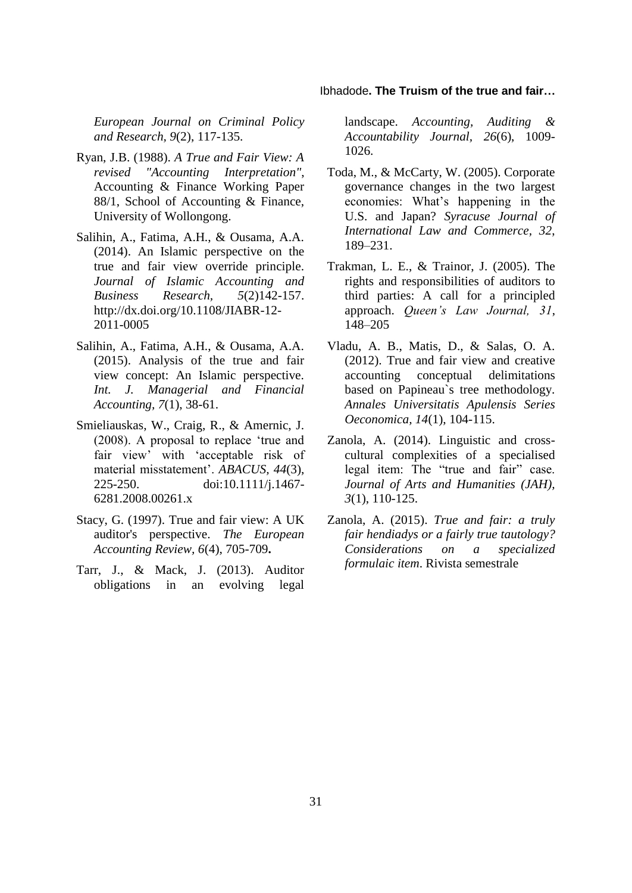*European Journal on Criminal Policy and Research, 9*(2), 117-135.

Ryan, J.B. (1988). *A True and Fair View: A revised "Accounting Interpretation"*, Accounting & Finance Working Paper 88/1, School of Accounting & Finance, University of Wollongong.

Salihin, A., Fatima, A.H., & Ousama, A.A. (2014). An Islamic perspective on the true and fair view override principle. *Journal of Islamic Accounting and Business Research, 5*(2)142-157. http://dx.doi.org/10.1108/JIABR-12-2011-0005

Salihin, A., Fatima, A.H., & Ousama, A.A. (2015). Analysis of the true and fair view concept: An Islamic perspective. *Int. J. Managerial and Financial Accounting, 7*(1), 38-61.

Smieliauskas, W., Craig, R., & Amernic, J. (2008). A proposal to replace 'true and fair view' with 'acceptable risk of material misstatement'. *ABACUS, 44*(3), 225-250. doi:10.1111/j.1467-6281.2008.00261.x

Stacy, G. (1997). True and fair view: A UK auditor's perspective. *The European Accounting Review, 6*(4), 705-709**.**

Tarr, J., & Mack, J. (2013). Auditor obligations in an evolving legal landscape. *Accounting, Auditing & Accountability Journal, 26*(6), 1009-1026.

Toda, M., & McCarty, W. (2005). Corporate governance changes in the two largest economies: What's happening in the U.S. and Japan? *Syracuse Journal of International Law and Commerce, 32*, 189–231.

Trakman, L. E., & Trainor, J. (2005). The rights and responsibilities of auditors to third parties: A call for a principled approach. *Queen's Law Journal, 31*, 148–205

Vladu, A. B., Matis, D., & Salas, O. A. (2012). True and fair view and creative accounting conceptual delimitations based on Papineau`s tree methodology. *Annales Universitatis Apulensis Series Oeconomica, 14*(1), 104-115.

Zanola, A. (2014). Linguistic and cross-cultural complexities of a specialised legal item: The "true and fair" case. *Journal of Arts and Humanities (JAH), 3*(1), 110-125.

Zanola, A. (2015). *True and fair: a truly fair hendiadys or a fairly true tautology? Considerations on a specialized formulaic item*. Rivista semestrale